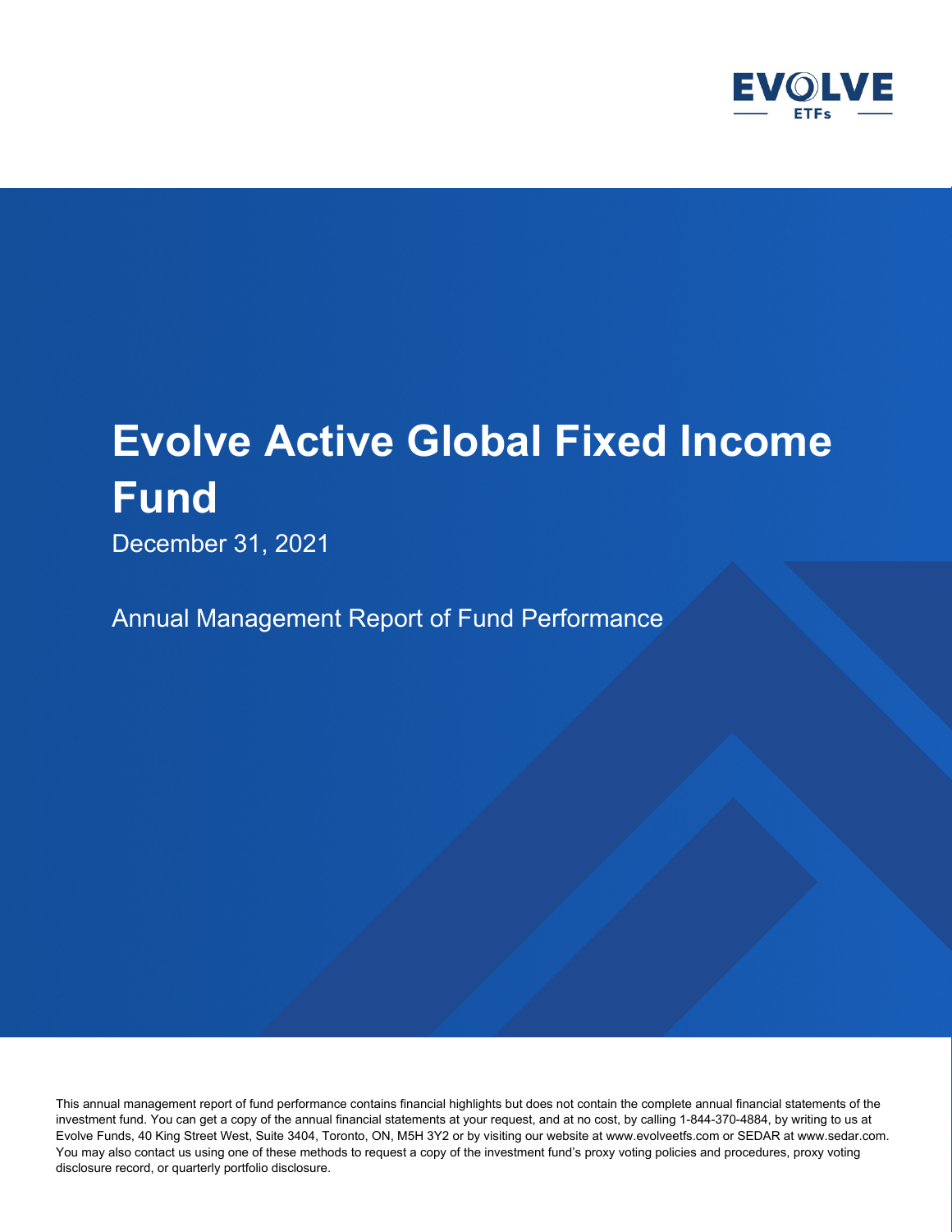EVOLVE

ETFs

# Evolve Active Global Fixed Income Fund

December 31, 2021

Annual Management Report of Fund Performance

This annual management report of fund performance contains financial highlights but does not contain the complete annual financial statements of the investment fund. You can get a copy of the annual financial statements at your request, and at no cost, by calling 1-844-370-4884, by writing to us at Evolve Funds, 40 King Street West, Suite 3404, Toronto, ON, M5H 3Y2 or by visiting our website at www.evolveetfs.com or SEDAR at www.sedar.com. You may also contact us using one of these methods to request a copy of the investment fund's proxy voting policies and procedures, proxy voting disclosure record, or quarterly portfolio disclosure.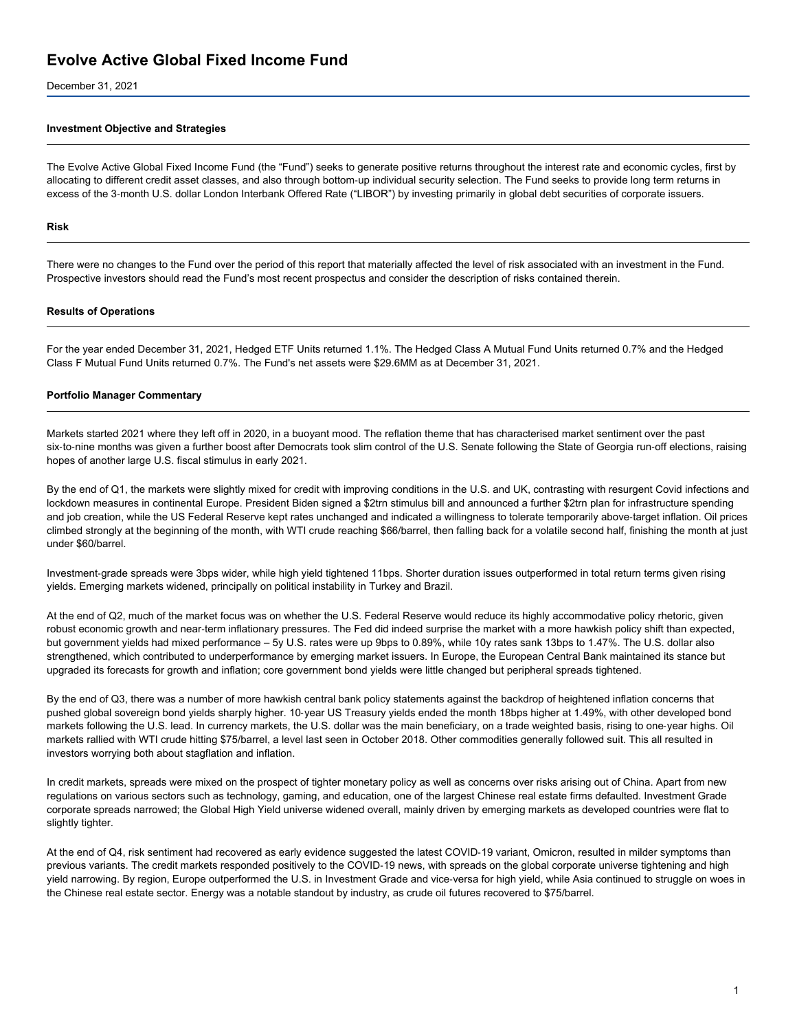# Evolve Active Global Fixed Income Fund

December 31, 2021

## Investment Objective and Strategies

The Evolve Active Global Fixed Income Fund (the "Fund") seeks to generate positive returns throughout the interest rate and economic cycles, first by allocating to different credit asset classes, and also through bottom-up individual security selection. The Fund seeks to provide long term returns in excess of the 3-month U.S. dollar London Interbank Offered Rate ("LIBOR") by investing primarily in global debt securities of corporate issuers.

## Risk

There were no changes to the Fund over the period of this report that materially affected the level of risk associated with an investment in the Fund. Prospective investors should read the Fund's most recent prospectus and consider the description of risks contained therein.

## Results of Operations

For the year ended December 31, 2021, Hedged ETF Units returned 1.1%. The Hedged Class A Mutual Fund Units returned 0.7% and the Hedged Class F Mutual Fund Units returned 0.7%. The Fund's net assets were $29.6MM as at December 31, 2021.

## Portfolio Manager Commentary

Markets started 2021 where they left off in 2020, in a buoyant mood. The reflation theme that has characterised market sentiment over the past six-to-nine months was given a further boost after Democrats took slim control of the U.S. Senate following the State of Georgia run-off elections, raising hopes of another large U.S. fiscal stimulus in early 2021.

By the end of Q1, the markets were slightly mixed for credit with improving conditions in the U.S. and UK, contrasting with resurgent Covid infections and lockdown measures in continental Europe. President Biden signed a $2trn stimulus bill and announced a further $2trn plan for infrastructure spending and job creation, while the US Federal Reserve kept rates unchanged and indicated a willingness to tolerate temporarily above-target inflation. Oil prices climbed strongly at the beginning of the month, with WTI crude reaching $66/barrel, then falling back for a volatile second half, finishing the month at just under $60/barrel.

Investment-grade spreads were 3bps wider, while high yield tightened 11bps. Shorter duration issues outperformed in total return terms given rising yields. Emerging markets widened, principally on political instability in Turkey and Brazil.

At the end of Q2, much of the market focus was on whether the U.S. Federal Reserve would reduce its highly accommodative policy rhetoric, given robust economic growth and near-term inflationary pressures. The Fed did indeed surprise the market with a more hawkish policy shift than expected, but government yields had mixed performance – 5y U.S. rates were up 9bps to 0.89%, while 10y rates sank 13bps to 1.47%. The U.S. dollar also strengthened, which contributed to underperformance by emerging market issuers. In Europe, the European Central Bank maintained its stance but upgraded its forecasts for growth and inflation; core government bond yields were little changed but peripheral spreads tightened.

By the end of Q3, there was a number of more hawkish central bank policy statements against the backdrop of heightened inflation concerns that pushed global sovereign bond yields sharply higher. 10-year US Treasury yields ended the month 18bps higher at 1.49%, with other developed bond markets following the U.S. lead. In currency markets, the U.S. dollar was the main beneficiary, on a trade weighted basis, rising to one-year highs. Oil markets rallied with WTI crude hitting $75/barrel, a level last seen in October 2018. Other commodities generally followed suit. This all resulted in investors worrying both about stagflation and inflation.

In credit markets, spreads were mixed on the prospect of tighter monetary policy as well as concerns over risks arising out of China. Apart from new regulations on various sectors such as technology, gaming, and education, one of the largest Chinese real estate firms defaulted. Investment Grade corporate spreads narrowed; the Global High Yield universe widened overall, mainly driven by emerging markets as developed countries were flat to slightly tighter.

At the end of Q4, risk sentiment had recovered as early evidence suggested the latest COVID-19 variant, Omicron, resulted in milder symptoms than previous variants. The credit markets responded positively to the COVID-19 news, with spreads on the global corporate universe tightening and high yield narrowing. By region, Europe outperformed the U.S. in Investment Grade and vice-versa for high yield, while Asia continued to struggle on woes in the Chinese real estate sector. Energy was a notable standout by industry, as crude oil futures recovered to $75/barrel.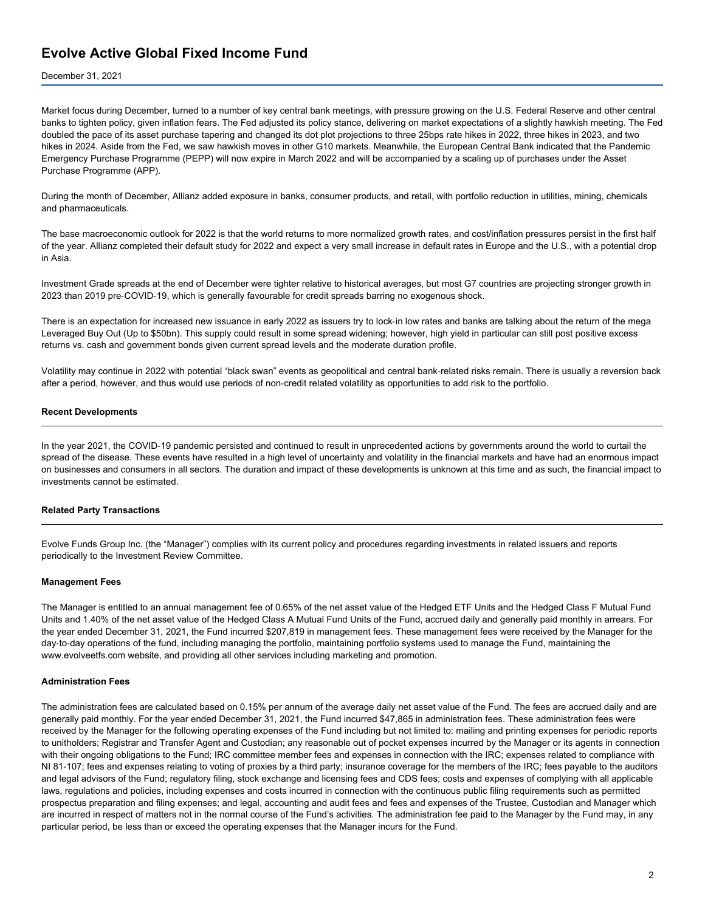Market focus during December, turned to a number of key central bank meetings, with pressure growing on the U.S. Federal Reserve and other central banks to tighten policy, given inflation fears. The Fed adjusted its policy stance, delivering on market expectations of a slightly hawkish meeting. The Fed doubled the pace of its asset purchase tapering and changed its dot plot projections to three 25bps rate hikes in 2022, three hikes in 2023, and two hikes in 2024. Aside from the Fed, we saw hawkish moves in other G10 markets. Meanwhile, the European Central Bank indicated that the Pandemic Emergency Purchase Programme (PEPP) will now expire in March 2022 and will be accompanied by a scaling up of purchases under the Asset Purchase Programme (APP).

During the month of December, Allianz added exposure in banks, consumer products, and retail, with portfolio reduction in utilities, mining, chemicals and pharmaceuticals.

The base macroeconomic outlook for 2022 is that the world returns to more normalized growth rates, and cost/inflation pressures persist in the first half of the year. Allianz completed their default study for 2022 and expect a very small increase in default rates in Europe and the U.S., with a potential drop in Asia.

Investment Grade spreads at the end of December were tighter relative to historical averages, but most G7 countries are projecting stronger growth in 2023 than 2019 pre-COVID-19, which is generally favourable for credit spreads barring no exogenous shock.

There is an expectation for increased new issuance in early 2022 as issuers try to lock-in low rates and banks are talking about the return of the mega Leveraged Buy Out (Up to $50bn). This supply could result in some spread widening; however, high yield in particular can still post positive excess returns vs. cash and government bonds given current spread levels and the moderate duration profile.

Volatility may continue in 2022 with potential “black swan” events as geopolitical and central bank-related risks remain. There is usually a reversion back after a period, however, and thus would use periods of non-credit related volatility as opportunities to add risk to the portfolio.

## Recent Developments

In the year 2021, the COVID-19 pandemic persisted and continued to result in unprecedented actions by governments around the world to curtail the spread of the disease. These events have resulted in a high level of uncertainty and volatility in the financial markets and have had an enormous impact on businesses and consumers in all sectors. The duration and impact of these developments is unknown at this time and as such, the financial impact to investments cannot be estimated.

## Related Party Transactions

Evolve Funds Group Inc. (the “Manager”) complies with its current policy and procedures regarding investments in related issuers and reports periodically to the Investment Review Committee.

### Management Fees

The Manager is entitled to an annual management fee of 0.65% of the net asset value of the Hedged ETF Units and the Hedged Class F Mutual Fund Units and 1.40% of the net asset value of the Hedged Class A Mutual Fund Units of the Fund, accrued daily and generally paid monthly in arrears. For the year ended December 31, 2021, the Fund incurred $207,819 in management fees. These management fees were received by the Manager for the day-to-day operations of the fund, including managing the portfolio, maintaining portfolio systems used to manage the Fund, maintaining the www.evolveetfs.com website, and providing all other services including marketing and promotion.

### Administration Fees

The administration fees are calculated based on 0.15% per annum of the average daily net asset value of the Fund. The fees are accrued daily and are generally paid monthly. For the year ended December 31, 2021, the Fund incurred $47,865 in administration fees. These administration fees were received by the Manager for the following operating expenses of the Fund including but not limited to: mailing and printing expenses for periodic reports to unitholders; Registrar and Transfer Agent and Custodian; any reasonable out of pocket expenses incurred by the Manager or its agents in connection with their ongoing obligations to the Fund; IRC committee member fees and expenses in connection with the IRC; expenses related to compliance with NI 81-107; fees and expenses relating to voting of proxies by a third party; insurance coverage for the members of the IRC; fees payable to the auditors and legal advisors of the Fund; regulatory filing, stock exchange and licensing fees and CDS fees; costs and expenses of complying with all applicable laws, regulations and policies, including expenses and costs incurred in connection with the continuous public filing requirements such as permitted prospectus preparation and filing expenses; and legal, accounting and audit fees and fees and expenses of the Trustee, Custodian and Manager which are incurred in respect of matters not in the normal course of the Fund’s activities. The administration fee paid to the Manager by the Fund may, in any particular period, be less than or exceed the operating expenses that the Manager incurs for the Fund.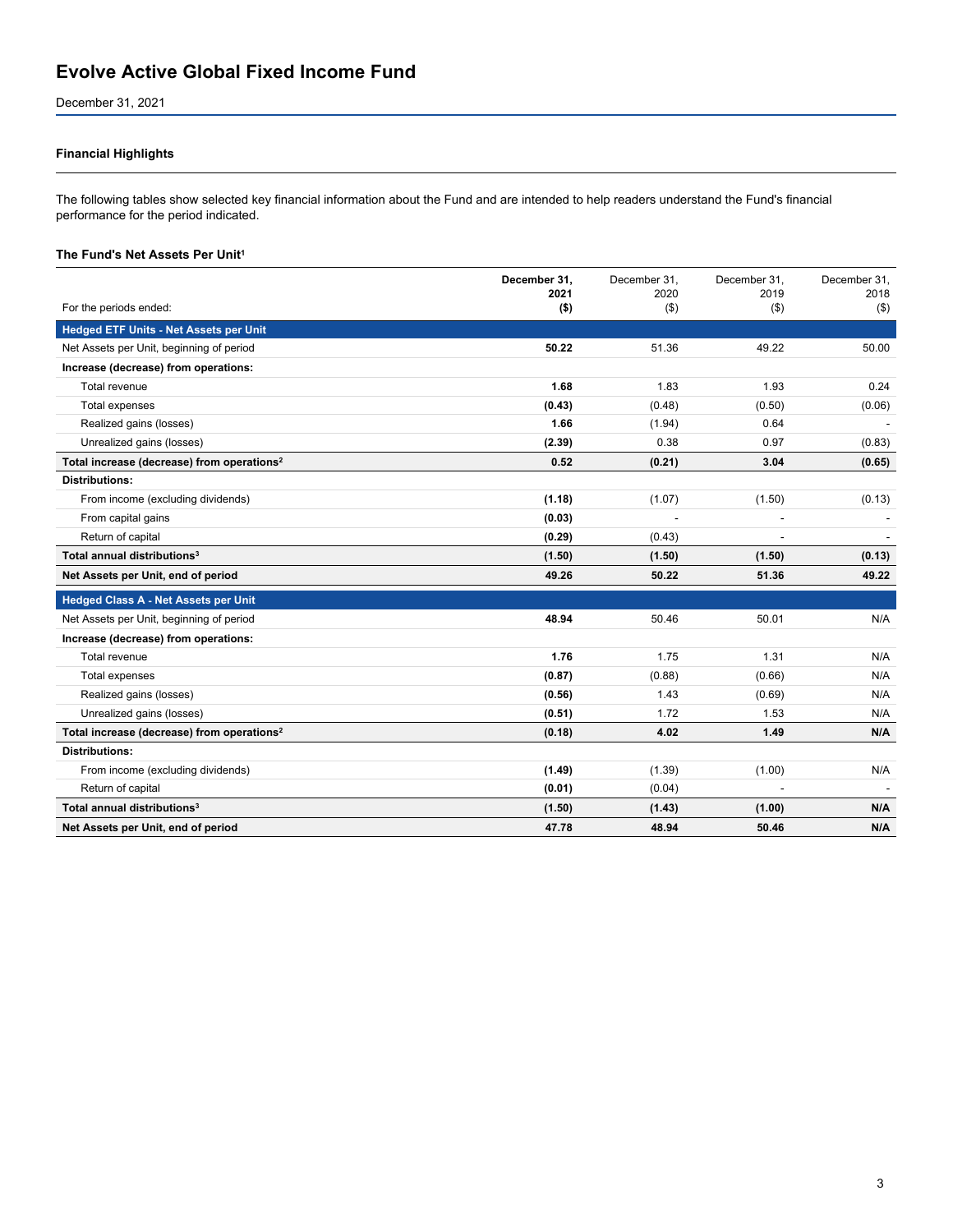# Evolve Active Global Fixed Income Fund

December 31, 2021

### Financial Highlights

The following tables show selected key financial information about the Fund and are intended to help readers understand the Fund's financial performance for the period indicated.

#### The Fund's Net Assets Per Unit[1]

| For the periods ended: | **December 31, 2021 ($)** | December 31, 2020 ($) | December 31, 2019 ($) | December 31, 2018 ($) |
|---|---|---|---|---|
| **Hedged ETF Units - Net Assets per Unit** | | | | |
| Net Assets per Unit, beginning of period | **50.22** | 51.36 | 49.22 | 50.00 |
| **Increase (decrease) from operations:** | | | | |
| Total revenue | **1.68** | 1.83 | 1.93 | 0.24 |
| Total expenses | **(0.43)** | (0.48) | (0.50) | (0.06) |
| Realized gains (losses) | **1.66** | (1.94) | 0.64 | - |
| Unrealized gains (losses) | **(2.39)** | 0.38 | 0.97 | (0.83) |
| **Total increase (decrease) from operations[2]** | **0.52** | **(0.21)** | **3.04** | **(0.65)** |
| **Distributions:** | | | | |
| From income (excluding dividends) | **(1.18)** | (1.07) | (1.50) | (0.13) |
| From capital gains | **(0.03)** | - | - | - |
| Return of capital | **(0.29)** | (0.43) | - | - |
| **Total annual distributions[3]** | **(1.50)** | **(1.50)** | **(1.50)** | **(0.13)** |
| **Net Assets per Unit, end of period** | **49.26** | **50.22** | **51.36** | **49.22** |
| **Hedged Class A - Net Assets per Unit** | | | | |
| Net Assets per Unit, beginning of period | **48.94** | 50.46 | 50.01 | N/A |
| **Increase (decrease) from operations:** | | | | |
| Total revenue | **1.76** | 1.75 | 1.31 | N/A |
| Total expenses | **(0.87)** | (0.88) | (0.66) | N/A |
| Realized gains (losses) | **(0.56)** | 1.43 | (0.69) | N/A |
| Unrealized gains (losses) | **(0.51)** | 1.72 | 1.53 | N/A |
| **Total increase (decrease) from operations[2]** | **(0.18)** | **4.02** | **1.49** | **N/A** |
| **Distributions:** | | | | |
| From income (excluding dividends) | **(1.49)** | (1.39) | (1.00) | N/A |
| Return of capital | **(0.01)** | (0.04) | - | - |
| **Total annual distributions[3]** | **(1.50)** | **(1.43)** | **(1.00)** | **N/A** |
| **Net Assets per Unit, end of period** | **47.78** | **48.94** | **50.46** | **N/A** |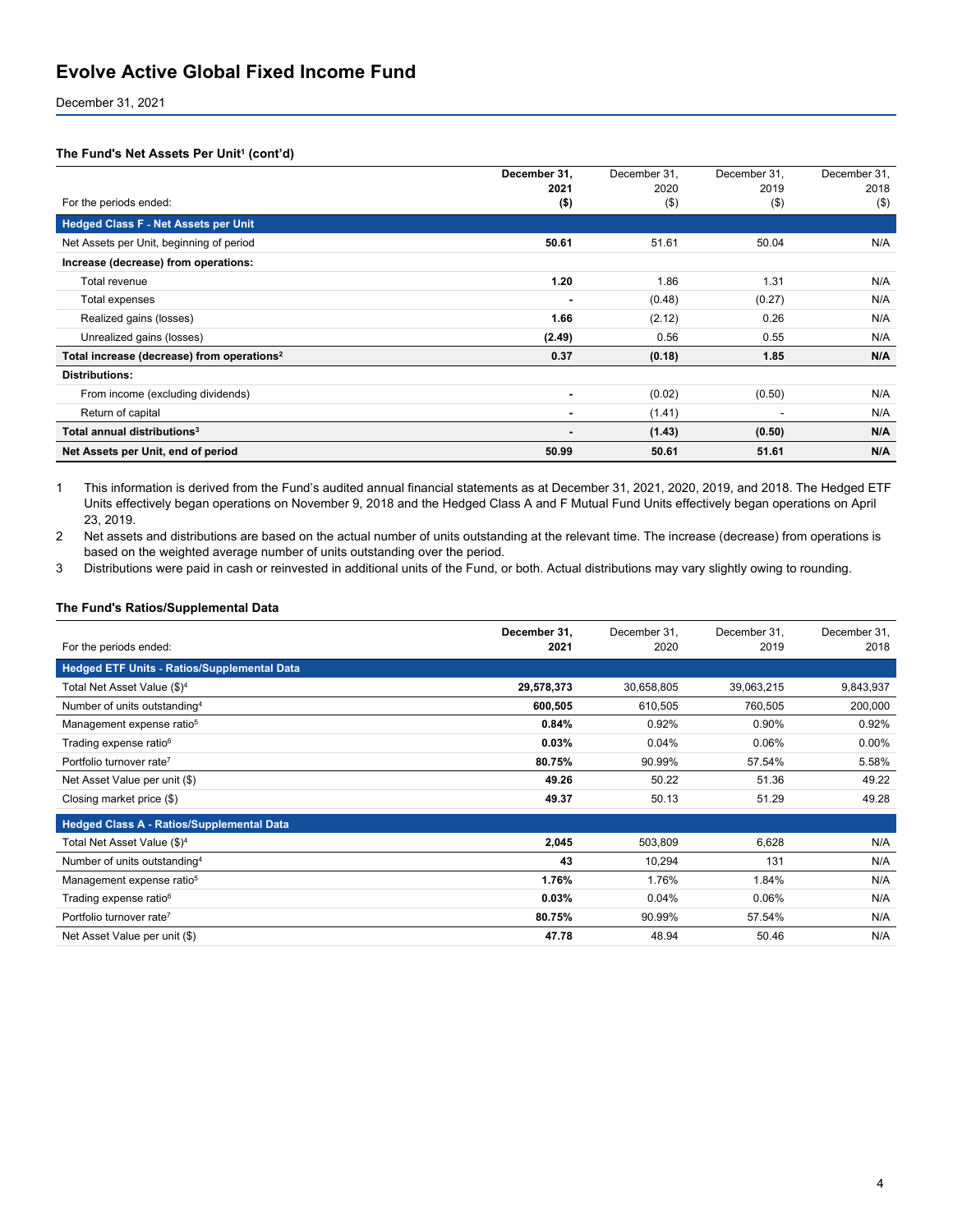# Evolve Active Global Fixed Income Fund

December 31, 2021

### The Fund's Net Assets Per Unit[1] (cont'd)

| For the periods ended: | **December 31, 2021 ($)** | December 31, 2020 ($) | December 31, 2019 ($) | December 31, 2018 ($) |
|---|---|---|---|---|
| **Hedged Class F - Net Assets per Unit** | | | | |
| Net Assets per Unit, beginning of period | **50.61** | 51.61 | 50.04 | N/A |
| **Increase (decrease) from operations:** | | | | |
| Total revenue | **1.20** | 1.86 | 1.31 | N/A |
| Total expenses | **-** | (0.48) | (0.27) | N/A |
| Realized gains (losses) | **1.66** | (2.12) | 0.26 | N/A |
| Unrealized gains (losses) | **(2.49)** | 0.56 | 0.55 | N/A |
| **Total increase (decrease) from operations[2]** | **0.37** | **(0.18)** | **1.85** | **N/A** |
| **Distributions:** | | | | |
| From income (excluding dividends) | **-** | (0.02) | (0.50) | N/A |
| Return of capital | **-** | (1.41) | - | N/A |
| **Total annual distributions[3]** | **-** | **(1.43)** | **(0.50)** | **N/A** |
| **Net Assets per Unit, end of period** | **50.99** | **50.61** | **51.61** | **N/A** |

1 This information is derived from the Fund's audited annual financial statements as at December 31, 2021, 2020, 2019, and 2018. The Hedged ETF Units effectively began operations on November 9, 2018 and the Hedged Class A and F Mutual Fund Units effectively began operations on April 23, 2019.

2 Net assets and distributions are based on the actual number of units outstanding at the relevant time. The increase (decrease) from operations is based on the weighted average number of units outstanding over the period.

3 Distributions were paid in cash or reinvested in additional units of the Fund, or both. Actual distributions may vary slightly owing to rounding.

### The Fund's Ratios/Supplemental Data

| For the periods ended: | **December 31, 2021** | December 31, 2020 | December 31, 2019 | December 31, 2018 |
|---|---|---|---|---|
| **Hedged ETF Units - Ratios/Supplemental Data** | | | | |
| Total Net Asset Value ($)[4] | **29,578,373** | 30,658,805 | 39,063,215 | 9,843,937 |
| Number of units outstanding[4] | **600,505** | 610,505 | 760,505 | 200,000 |
| Management expense ratio[5] | **0.84%** | 0.92% | 0.90% | 0.92% |
| Trading expense ratio[6] | **0.03%** | 0.04% | 0.06% | 0.00% |
| Portfolio turnover rate[7] | **80.75%** | 90.99% | 57.54% | 5.58% |
| Net Asset Value per unit ($) | **49.26** | 50.22 | 51.36 | 49.22 |
| Closing market price ($) | **49.37** | 50.13 | 51.29 | 49.28 |
| **Hedged Class A - Ratios/Supplemental Data** | | | | |
| Total Net Asset Value ($)[4] | **2,045** | 503,809 | 6,628 | N/A |
| Number of units outstanding[4] | **43** | 10,294 | 131 | N/A |
| Management expense ratio[5] | **1.76%** | 1.76% | 1.84% | N/A |
| Trading expense ratio[6] | **0.03%** | 0.04% | 0.06% | N/A |
| Portfolio turnover rate[7] | **80.75%** | 90.99% | 57.54% | N/A |
| Net Asset Value per unit ($) | **47.78** | 48.94 | 50.46 | N/A |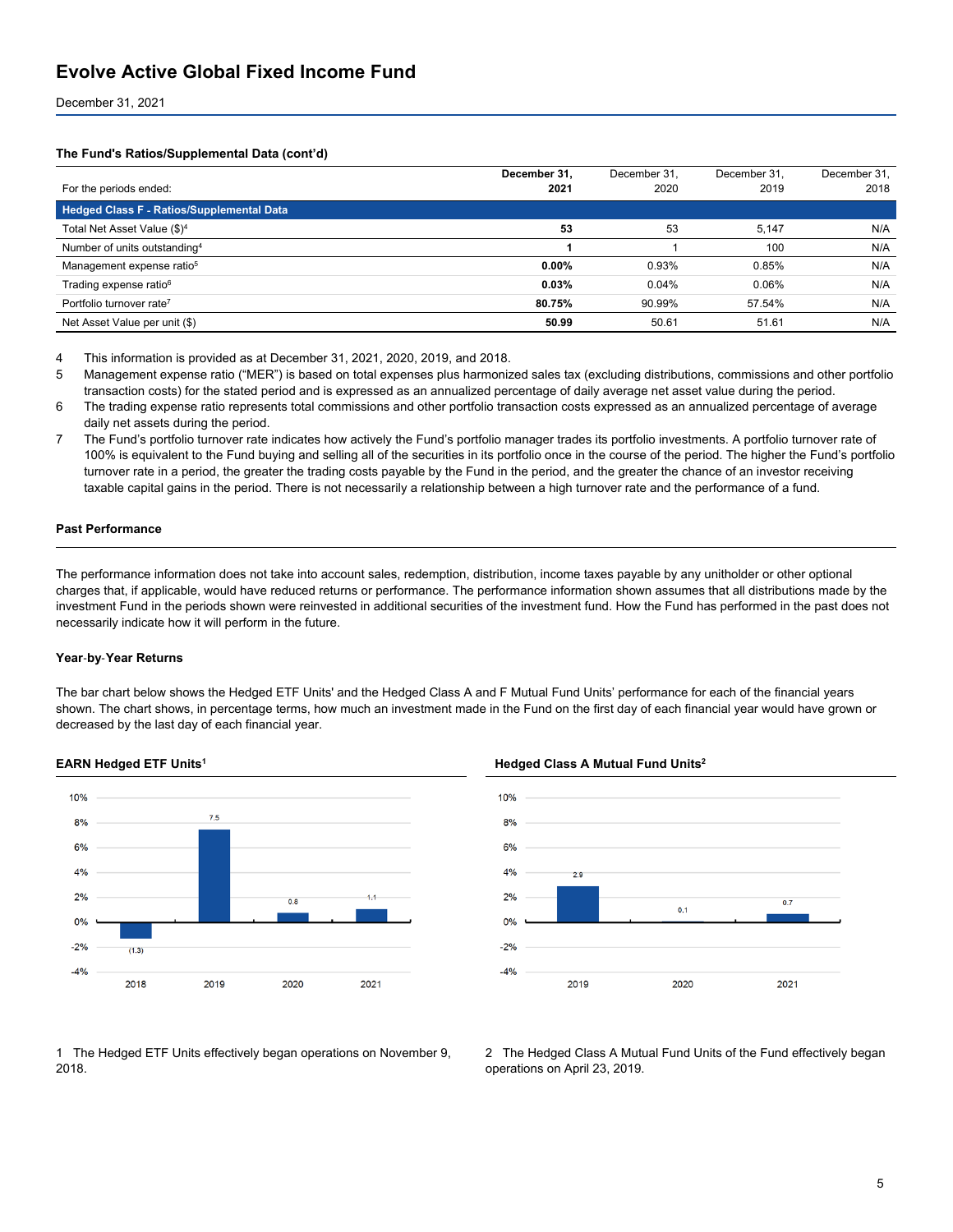# Evolve Active Global Fixed Income Fund

December 31, 2021

### The Fund's Ratios/Supplemental Data (cont'd)

| For the periods ended: | December 31, 2021 | December 31, 2020 | December 31, 2019 | December 31, 2018 |
|---|---|---|---|---|
| **Hedged Class F - Ratios/Supplemental Data** | | | | |
| Total Net Asset Value ($)[4] | **53** | 53 | 5,147 | N/A |
| Number of units outstanding[4] | **1** | 1 | 100 | N/A |
| Management expense ratio[5] | **0.00%** | 0.93% | 0.85% | N/A |
| Trading expense ratio[6] | **0.03%** | 0.04% | 0.06% | N/A |
| Portfolio turnover rate[7] | **80.75%** | 90.99% | 57.54% | N/A |
| Net Asset Value per unit ($) | **50.99** | 50.61 | 51.61 | N/A |

4 This information is provided as at December 31, 2021, 2020, 2019, and 2018.

5 Management expense ratio ("MER") is based on total expenses plus harmonized sales tax (excluding distributions, commissions and other portfolio transaction costs) for the stated period and is expressed as an annualized percentage of daily average net asset value during the period.

6 The trading expense ratio represents total commissions and other portfolio transaction costs expressed as an annualized percentage of average daily net assets during the period.

7 The Fund's portfolio turnover rate indicates how actively the Fund's portfolio manager trades its portfolio investments. A portfolio turnover rate of 100% is equivalent to the Fund buying and selling all of the securities in its portfolio once in the course of the period. The higher the Fund's portfolio turnover rate in a period, the greater the trading costs payable by the Fund in the period, and the greater the chance of an investor receiving taxable capital gains in the period. There is not necessarily a relationship between a high turnover rate and the performance of a fund.

### Past Performance

The performance information does not take into account sales, redemption, distribution, income taxes payable by any unitholder or other optional charges that, if applicable, would have reduced returns or performance. The performance information shown assumes that all distributions made by the investment Fund in the periods shown were reinvested in additional securities of the investment fund. How the Fund has performed in the past does not necessarily indicate how it will perform in the future.

### Year-by-Year Returns

The bar chart below shows the Hedged ETF Units' and the Hedged Class A and F Mutual Fund Units' performance for each of the financial years shown. The chart shows, in percentage terms, how much an investment made in the Fund on the first day of each financial year would have grown or decreased by the last day of each financial year.

#### EARN Hedged ETF Units[1]

10%
8%
6%
4%
2%
0%
-2%
-4%

(1.3)
7.5
0.8
1.1

2018
2019
2020
2021

1 The Hedged ETF Units effectively began operations on November 9, 2018.

#### Hedged Class A Mutual Fund Units[2]

10%
8%
6%
4%
2%
0%
-2%
-4%

2.9
0.1
0.7

2019
2020
2021

2 The Hedged Class A Mutual Fund Units of the Fund effectively began operations on April 23, 2019.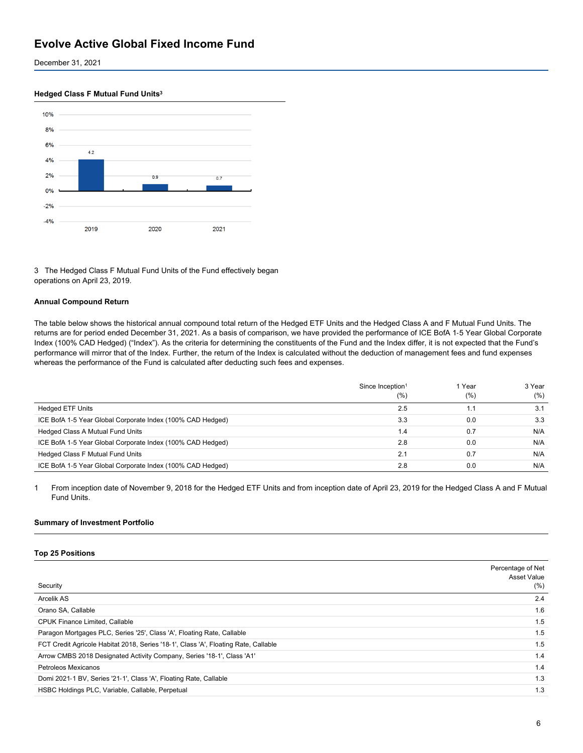# Evolve Active Global Fixed Income Fund

December 31, 2021

### Hedged Class F Mutual Fund Units[3]

10%
8%
6%
4%
2%
0%
-2%
-4%

4.2
0.9
0.7

2019
2020
2021

3 The Hedged Class F Mutual Fund Units of the Fund effectively began operations on April 23, 2019.

### Annual Compound Return

The table below shows the historical annual compound total return of the Hedged ETF Units and the Hedged Class A and F Mutual Fund Units. The returns are for period ended December 31, 2021. As a basis of comparison, we have provided the performance of ICE BofA 1-5 Year Global Corporate Index (100% CAD Hedged) ("Index"). As the criteria for determining the constituents of the Fund and the Index differ, it is not expected that the Fund's performance will mirror that of the Index. Further, the return of the Index is calculated without the deduction of management fees and fund expenses whereas the performance of the Fund is calculated after deducting such fees and expenses.

| | Since Inception[1] (%) | 1 Year (%) | 3 Year (%) |
|---|---|---|---|
| Hedged ETF Units | 2.5 | 1.1 | 3.1 |
| ICE BofA 1-5 Year Global Corporate Index (100% CAD Hedged) | 3.3 | 0.0 | 3.3 |
| Hedged Class A Mutual Fund Units | 1.4 | 0.7 | N/A |
| ICE BofA 1-5 Year Global Corporate Index (100% CAD Hedged) | 2.8 | 0.0 | N/A |
| Hedged Class F Mutual Fund Units | 2.1 | 0.7 | N/A |
| ICE BofA 1-5 Year Global Corporate Index (100% CAD Hedged) | 2.8 | 0.0 | N/A |

1 From inception date of November 9, 2018 for the Hedged ETF Units and from inception date of April 23, 2019 for the Hedged Class A and F Mutual Fund Units.

### Summary of Investment Portfolio

#### Top 25 Positions

| Security | Percentage of Net Asset Value (%) |
|---|---|
| Arcelik AS | 2.4 |
| Orano SA, Callable | 1.6 |
| CPUK Finance Limited, Callable | 1.5 |
| Paragon Mortgages PLC, Series '25', Class 'A', Floating Rate, Callable | 1.5 |
| FCT Credit Agricole Habitat 2018, Series '18-1', Class 'A', Floating Rate, Callable | 1.5 |
| Arrow CMBS 2018 Designated Activity Company, Series '18-1', Class 'A1' | 1.4 |
| Petroleos Mexicanos | 1.4 |
| Domi 2021-1 BV, Series '21-1', Class 'A', Floating Rate, Callable | 1.3 |
| HSBC Holdings PLC, Variable, Callable, Perpetual | 1.3 |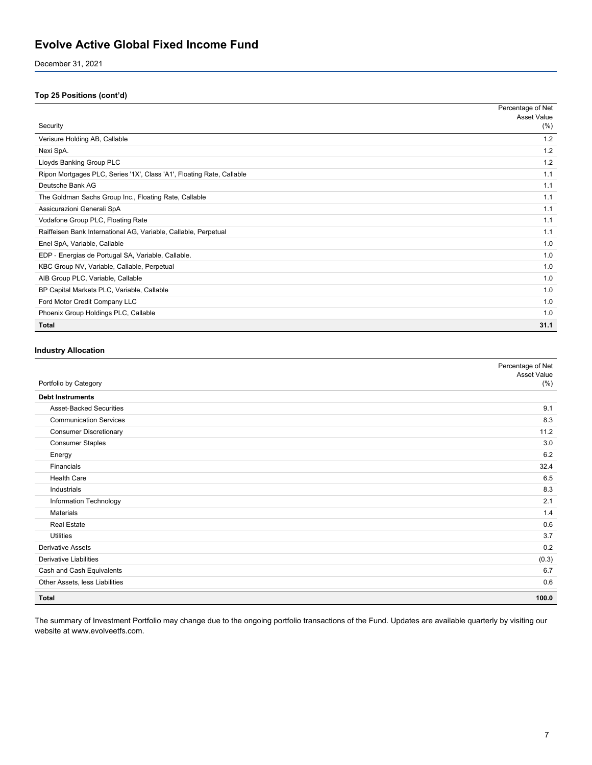# Evolve Active Global Fixed Income Fund

December 31, 2021

### Top 25 Positions (cont'd)

| Security | Percentage of Net Asset Value (%) |
|---|---|
| Verisure Holding AB, Callable | 1.2 |
| Nexi SpA. | 1.2 |
| Lloyds Banking Group PLC | 1.2 |
| Ripon Mortgages PLC, Series '1X', Class 'A1', Floating Rate, Callable | 1.1 |
| Deutsche Bank AG | 1.1 |
| The Goldman Sachs Group Inc., Floating Rate, Callable | 1.1 |
| Assicurazioni Generali SpA | 1.1 |
| Vodafone Group PLC, Floating Rate | 1.1 |
| Raiffeisen Bank International AG, Variable, Callable, Perpetual | 1.1 |
| Enel SpA, Variable, Callable | 1.0 |
| EDP - Energias de Portugal SA, Variable, Callable. | 1.0 |
| KBC Group NV, Variable, Callable, Perpetual | 1.0 |
| AIB Group PLC, Variable, Callable | 1.0 |
| BP Capital Markets PLC, Variable, Callable | 1.0 |
| Ford Motor Credit Company LLC | 1.0 |
| Phoenix Group Holdings PLC, Callable | 1.0 |
| **Total** | **31.1** |

### Industry Allocation

| Portfolio by Category | Percentage of Net Asset Value (%) |
|---|---|
| **Debt Instruments** | |
| Asset-Backed Securities | 9.1 |
| Communication Services | 8.3 |
| Consumer Discretionary | 11.2 |
| Consumer Staples | 3.0 |
| Energy | 6.2 |
| Financials | 32.4 |
| Health Care | 6.5 |
| Industrials | 8.3 |
| Information Technology | 2.1 |
| Materials | 1.4 |
| Real Estate | 0.6 |
| Utilities | 3.7 |
| Derivative Assets | 0.2 |
| Derivative Liabilities | (0.3) |
| Cash and Cash Equivalents | 6.7 |
| Other Assets, less Liabilities | 0.6 |
| **Total** | **100.0** |

The summary of Investment Portfolio may change due to the ongoing portfolio transactions of the Fund. Updates are available quarterly by visiting our website at www.evolveetfs.com.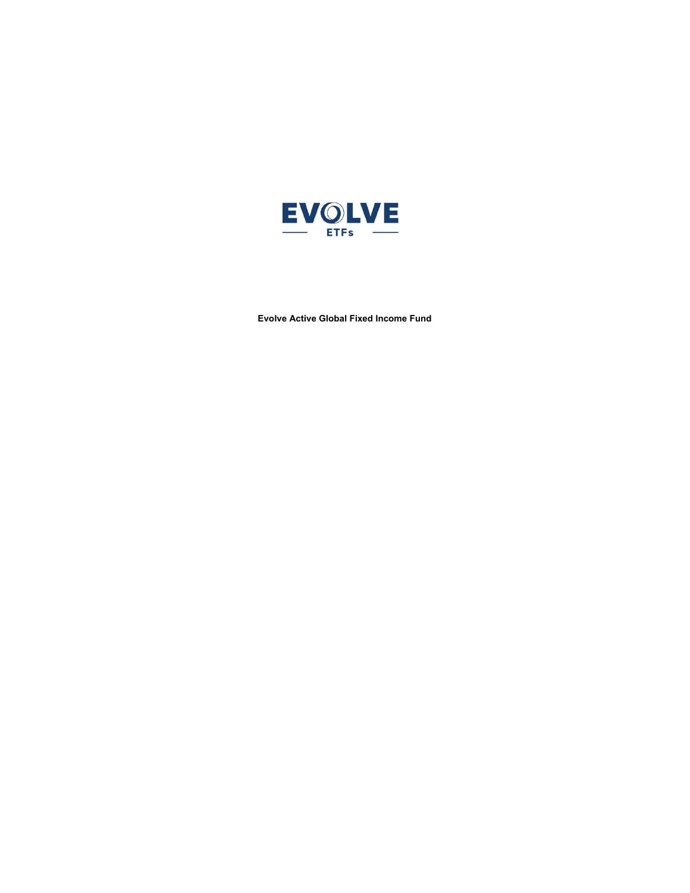EVOLVE

ETFs

**Evolve Active Global Fixed Income Fund**